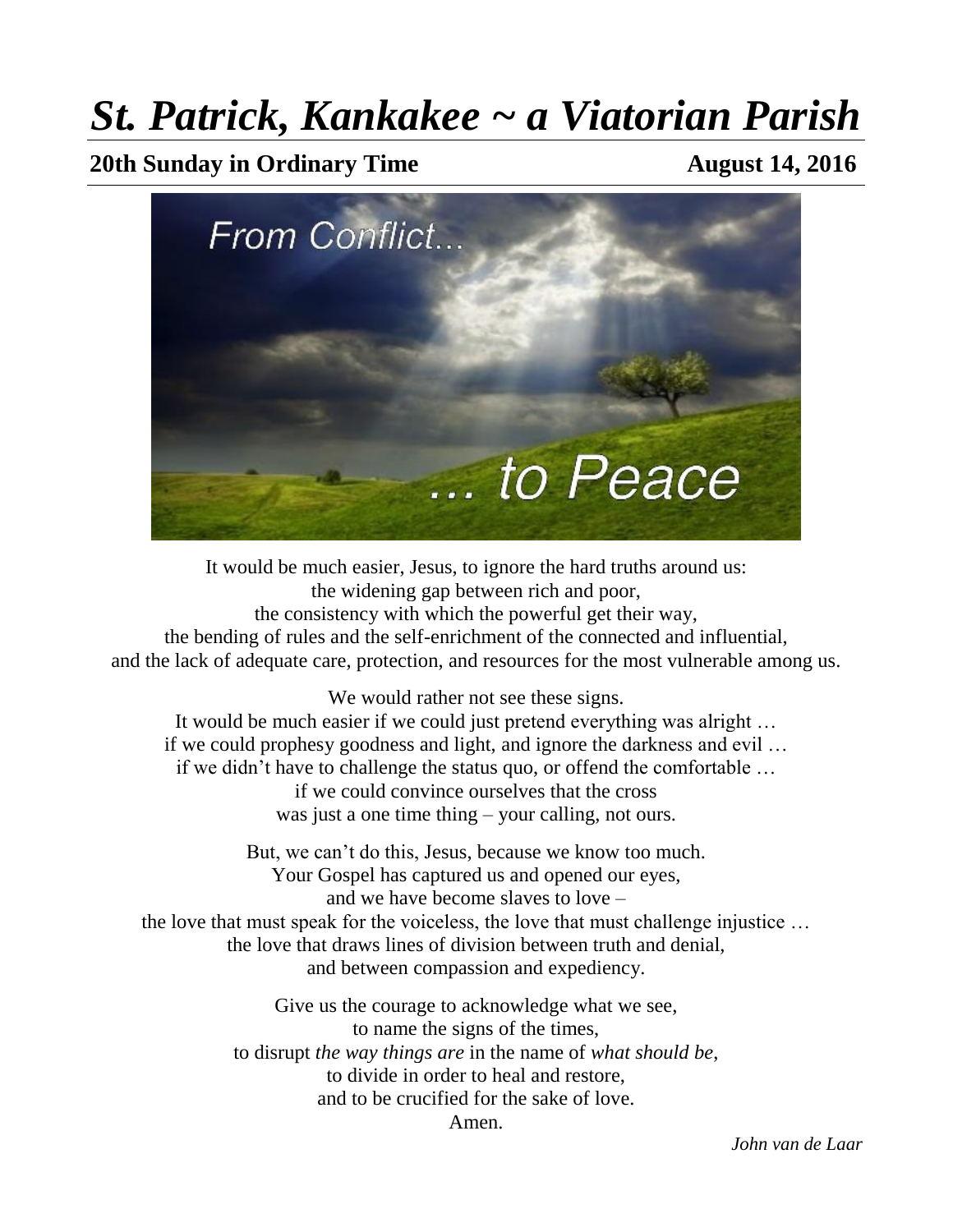# *St. Patrick, Kankakee ~ a Viatorian Parish*

**20th Sunday in Ordinary Time** **August 14, 2016**

It would be much easier, Jesus, to ignore the hard truths around us:
the widening gap between rich and poor,
the consistency with which the powerful get their way,
the bending of rules and the self-enrichment of the connected and influential,
and the lack of adequate care, protection, and resources for the most vulnerable among us.

We would rather not see these signs.
It would be much easier if we could just pretend everything was alright …
if we could prophesy goodness and light, and ignore the darkness and evil …
if we didn't have to challenge the status quo, or offend the comfortable …
if we could convince ourselves that the cross
was just a one time thing – your calling, not ours.

But, we can't do this, Jesus, because we know too much.
Your Gospel has captured us and opened our eyes,
and we have become slaves to love –
the love that must speak for the voiceless, the love that must challenge injustice …
the love that draws lines of division between truth and denial,
and between compassion and expediency.

Give us the courage to acknowledge what we see,
to name the signs of the times,
to disrupt *the way things are* in the name of *what should be*,
to divide in order to heal and restore,
and to be crucified for the sake of love.
Amen.

*John van de Laar*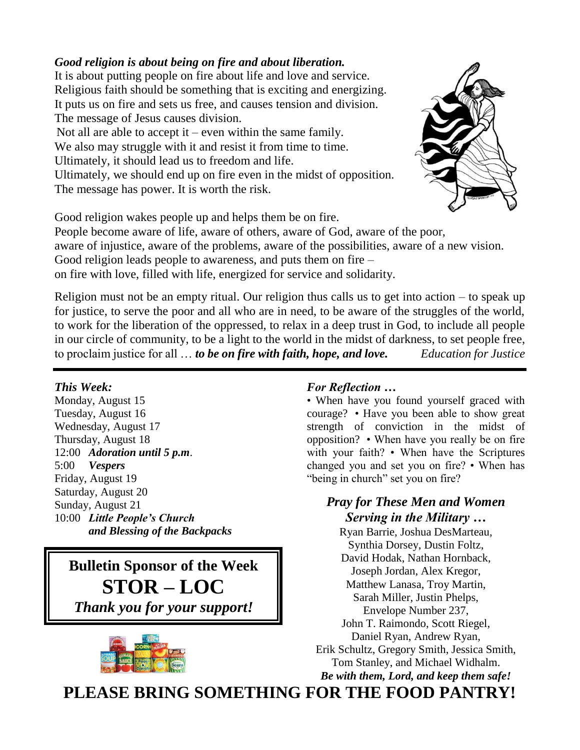***Good religion is about being on fire and about liberation.***

It is about putting people on fire about life and love and service.
Religious faith should be something that is exciting and energizing.
It puts us on fire and sets us free, and causes tension and division.
The message of Jesus causes division.
Not all are able to accept it – even within the same family.
We also may struggle with it and resist it from time to time.
Ultimately, it should lead us to freedom and life.
Ultimately, we should end up on fire even in the midst of opposition.
The message has power. It is worth the risk.

Good religion wakes people up and helps them be on fire.
People become aware of life, aware of others, aware of God, aware of the poor,
aware of injustice, aware of the problems, aware of the possibilities, aware of a new vision.
Good religion leads people to awareness, and puts them on fire –
on fire with love, filled with life, energized for service and solidarity.

Religion must not be an empty ritual. Our religion thus calls us to get into action – to speak up for justice, to serve the poor and all who are in need, to be aware of the struggles of the world, to work for the liberation of the oppressed, to relax in a deep trust in God, to include all people in our circle of community, to be a light to the world in the midst of darkness, to set people free, to proclaim justice for all … ***to be on fire with faith, hope, and love.*** *Education for Justice*

---

***This Week:***

Monday, August 15
Tuesday, August 16
Wednesday, August 17
Thursday, August 18
12:00 ***Adoration until 5 p.m***.
5:00 ***Vespers***
Friday, August 19
Saturday, August 20
Sunday, August 21
10:00 ***Little People's Church and Blessing of the Backpacks***

**Bulletin Sponsor of the Week**
**STOR – LOC**
***Thank you for your support!***

***For Reflection …***

• When have you found yourself graced with courage? • Have you been able to show great strength of conviction in the midst of opposition? • When have you really be on fire with your faith? • When have the Scriptures changed you and set you on fire? • When has "being in church" set you on fire?

***Pray for These Men and Women Serving in the Military …***

Ryan Barrie, Joshua DesMarteau, Synthia Dorsey, Dustin Foltz, David Hodak, Nathan Hornback, Joseph Jordan, Alex Kregor, Matthew Lanasa, Troy Martin, Sarah Miller, Justin Phelps, Envelope Number 237, John T. Raimondo, Scott Riegel, Daniel Ryan, Andrew Ryan, Erik Schultz, Gregory Smith, Jessica Smith, Tom Stanley, and Michael Widhalm.
***Be with them, Lord, and keep them safe!***

**PLEASE BRING SOMETHING FOR THE FOOD PANTRY!**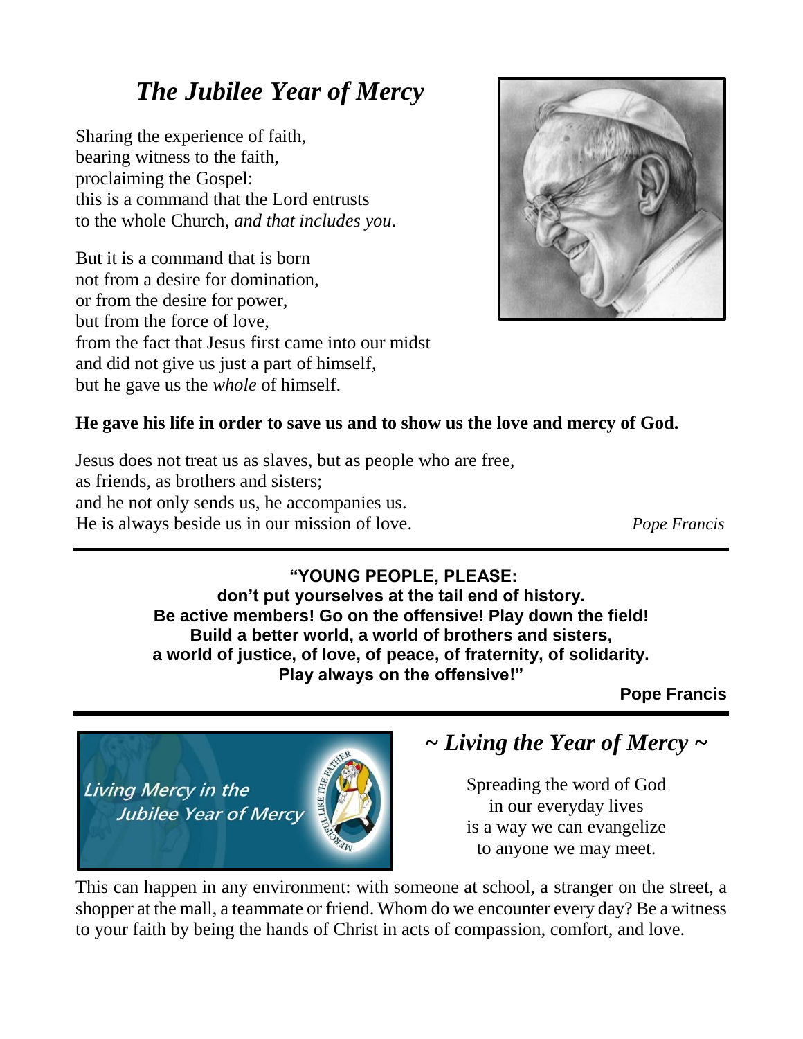# *The Jubilee Year of Mercy*

Sharing the experience of faith,
bearing witness to the faith,
proclaiming the Gospel:
this is a command that the Lord entrusts
to the whole Church, *and that includes you*.

But it is a command that is born
not from a desire for domination,
or from the desire for power,
but from the force of love,
from the fact that Jesus first came into our midst
and did not give us just a part of himself,
but he gave us the *whole* of himself.

**He gave his life in order to save us and to show us the love and mercy of God.**

Jesus does not treat us as slaves, but as people who are free,
as friends, as brothers and sisters;
and he not only sends us, he accompanies us.
He is always beside us in our mission of love.

*Pope Francis*

---

**"YOUNG PEOPLE, PLEASE:**
**don't put yourselves at the tail end of history.**
**Be active members! Go on the offensive! Play down the field!**
**Build a better world, a world of brothers and sisters,**
**a world of justice, of love, of peace, of fraternity, of solidarity.**
**Play always on the offensive!"**

**Pope Francis**

---

*Living Mercy in the Jubilee Year of Mercy*

## *~ Living the Year of Mercy ~*

Spreading the word of God
in our everyday lives
is a way we can evangelize
to anyone we may meet.

This can happen in any environment: with someone at school, a stranger on the street, a shopper at the mall, a teammate or friend. Whom do we encounter every day? Be a witness to your faith by being the hands of Christ in acts of compassion, comfort, and love.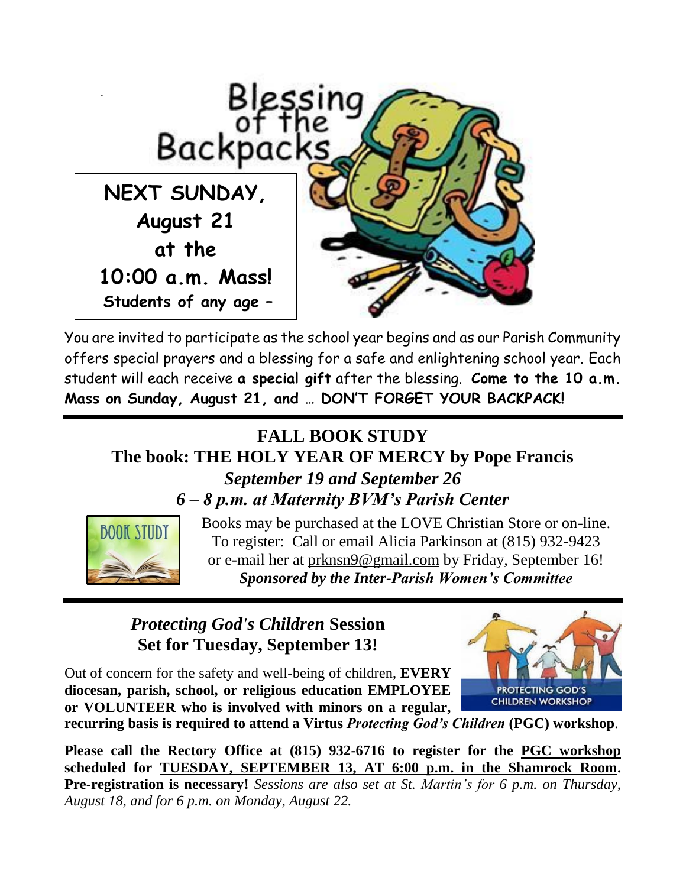# Blessing of the Backpacks

**NEXT SUNDAY, August 21 at the 10:00 a.m. Mass!**
**Students of any age –**

You are invited to participate as the school year begins and as our Parish Community offers special prayers and a blessing for a safe and enlightening school year. Each student will each receive **a special gift** after the blessing. **Come to the 10 a.m. Mass on Sunday, August 21, and … DON'T FORGET YOUR BACKPACK!**

---

## FALL BOOK STUDY
## The book: THE HOLY YEAR OF MERCY by Pope Francis

***September 19 and September 26***
***6 – 8 p.m. at Maternity BVM's Parish Center***

BOOK STUDY

Books may be purchased at the LOVE Christian Store or on-line.
To register: Call or email Alicia Parkinson at (815) 932-9423 or e-mail her at prknsn9@gmail.com by Friday, September 16!
***Sponsored by the Inter-Parish Women's Committee***

---

## *Protecting God's Children* Session Set for Tuesday, September 13!

PROTECTING GOD'S CHILDREN WORKSHOP

Out of concern for the safety and well-being of children, **EVERY diocesan, parish, school, or religious education EMPLOYEE or VOLUNTEER who is involved with minors on a regular, recurring basis is required to attend a Virtus *Protecting God's Children* (PGC) workshop**.

**Please call the Rectory Office at (815) 932-6716 to register for the PGC workshop scheduled for TUESDAY, SEPTEMBER 13, AT 6:00 p.m. in the Shamrock Room. Pre-registration is necessary!** *Sessions are also set at St. Martin's for 6 p.m. on Thursday, August 18, and for 6 p.m. on Monday, August 22.*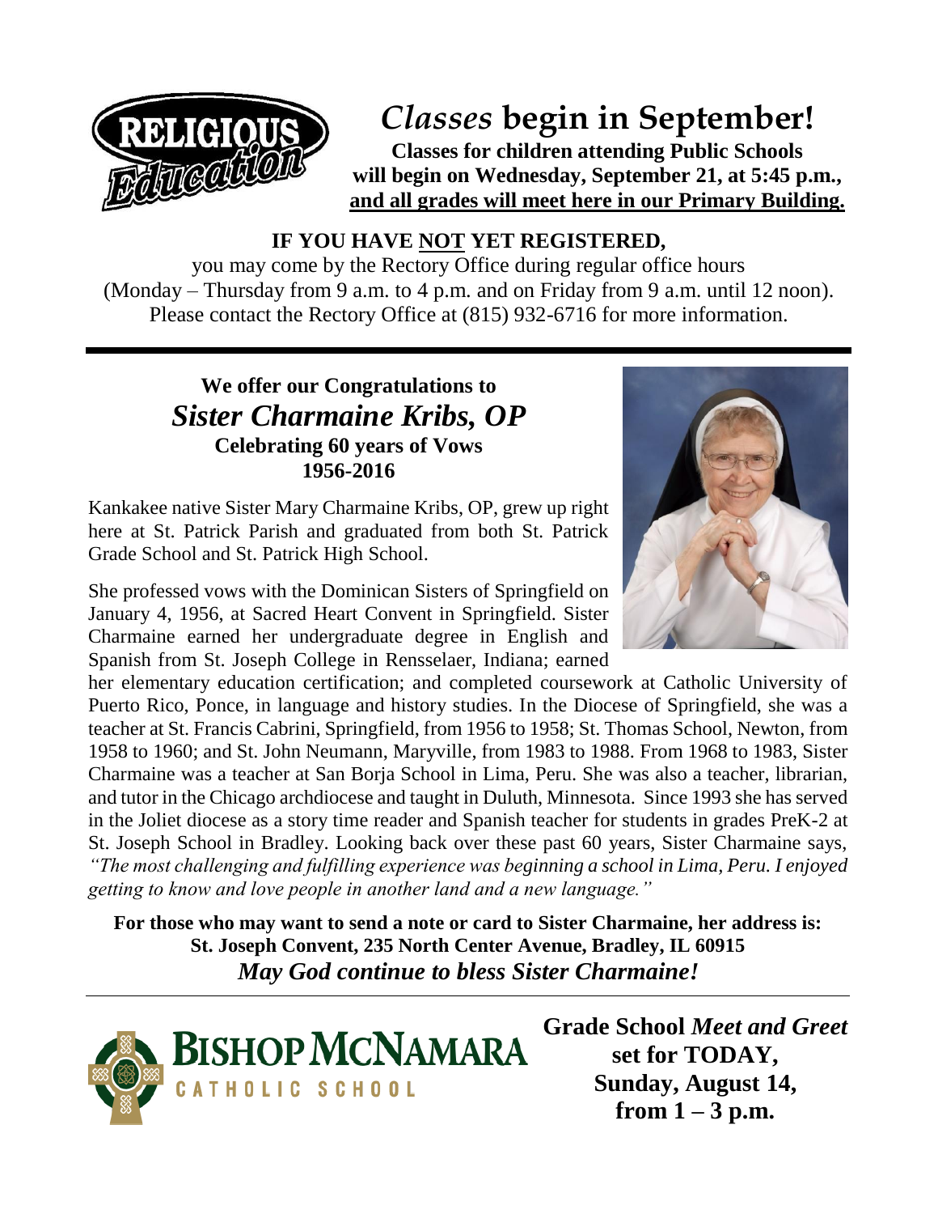RELIGIOUS Education

# *Classes* begin in September!

**Classes for children attending Public Schools will begin on Wednesday, September 21, at 5:45 p.m., and all grades will meet here in our Primary Building.**

**IF YOU HAVE NOT YET REGISTERED,**
you may come by the Rectory Office during regular office hours (Monday – Thursday from 9 a.m. to 4 p.m. and on Friday from 9 a.m. until 12 noon). Please contact the Rectory Office at (815) 932-6716 for more information.

---

**We offer our Congratulations to**
## *Sister Charmaine Kribs, OP*
**Celebrating 60 years of Vows**
**1956-2016**

Kankakee native Sister Mary Charmaine Kribs, OP, grew up right here at St. Patrick Parish and graduated from both St. Patrick Grade School and St. Patrick High School.

She professed vows with the Dominican Sisters of Springfield on January 4, 1956, at Sacred Heart Convent in Springfield. Sister Charmaine earned her undergraduate degree in English and Spanish from St. Joseph College in Rensselaer, Indiana; earned her elementary education certification; and completed coursework at Catholic University of Puerto Rico, Ponce, in language and history studies. In the Diocese of Springfield, she was a teacher at St. Francis Cabrini, Springfield, from 1956 to 1958; St. Thomas School, Newton, from 1958 to 1960; and St. John Neumann, Maryville, from 1983 to 1988. From 1968 to 1983, Sister Charmaine was a teacher at San Borja School in Lima, Peru. She was also a teacher, librarian, and tutor in the Chicago archdiocese and taught in Duluth, Minnesota. Since 1993 she has served in the Joliet diocese as a story time reader and Spanish teacher for students in grades PreK-2 at St. Joseph School in Bradley. Looking back over these past 60 years, Sister Charmaine says, *"The most challenging and fulfilling experience was beginning a school in Lima, Peru. I enjoyed getting to know and love people in another land and a new language."*

**For those who may want to send a note or card to Sister Charmaine, her address is:**
**St. Joseph Convent, 235 North Center Avenue, Bradley, IL 60915**
***May God continue to bless Sister Charmaine!***

---

BISHOP MCNAMARA CATHOLIC SCHOOL

**Grade School *Meet and Greet* set for TODAY, Sunday, August 14, from 1 – 3 p.m.**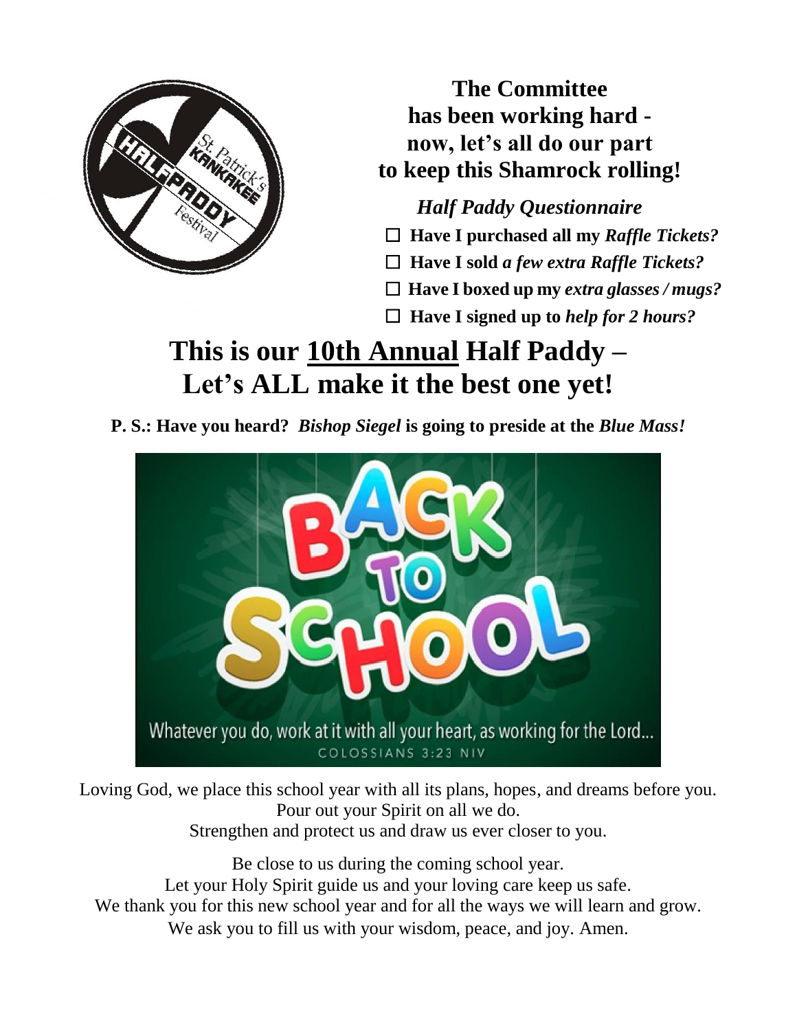**The Committee has been working hard - now, let's all do our part to keep this Shamrock rolling!**

***Half Paddy Questionnaire***

- ☐ **Have I purchased all my *Raffle Tickets?***
- ☐ **Have I sold *a few extra Raffle Tickets?***
- ☐ **Have I boxed up my *extra glasses / mugs?***
- ☐ **Have I signed up to *help for 2 hours?***

# This is our <u>10th Annual</u> Half Paddy – Let's ALL make it the best one yet!

**P. S.: Have you heard? *Bishop Siegel* is going to preside at the *Blue Mass!***

Loving God, we place this school year with all its plans, hopes, and dreams before you.
Pour out your Spirit on all we do.
Strengthen and protect us and draw us ever closer to you.

Be close to us during the coming school year.
Let your Holy Spirit guide us and your loving care keep us safe.
We thank you for this new school year and for all the ways we will learn and grow.
We ask you to fill us with your wisdom, peace, and joy. Amen.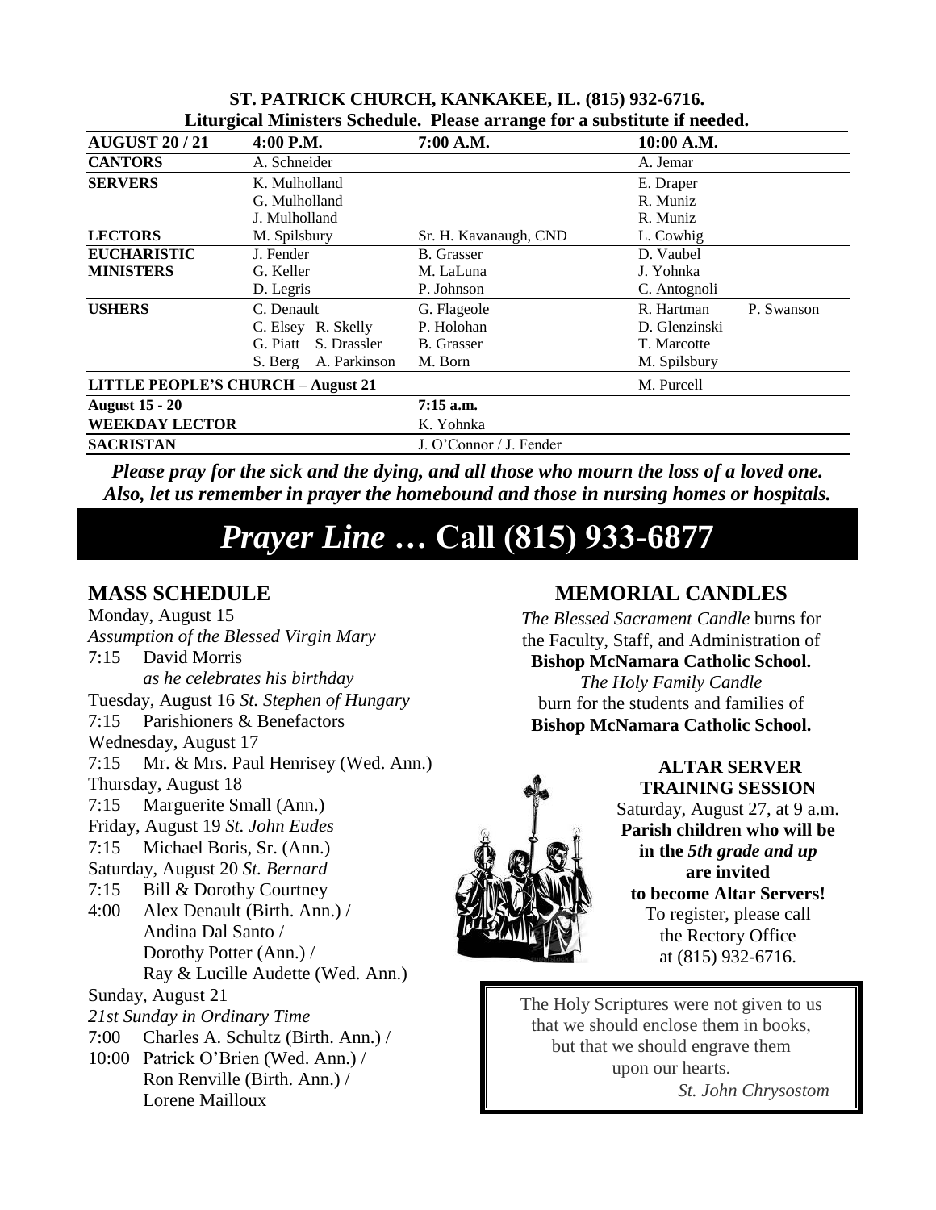**ST. PATRICK CHURCH, KANKAKEE, IL. (815) 932-6716.**
**Liturgical Ministers Schedule. Please arrange for a substitute if needed.**

| AUGUST 20 / 21 | 4:00 P.M. | 7:00 A.M. | 10:00 A.M. |
|---|---|---|---|
| **CANTORS** | A. Schneider | | A. Jemar |
| **SERVERS** | K. Mulholland<br>G. Mulholland<br>J. Mulholland | | E. Draper<br>R. Muniz<br>R. Muniz |
| **LECTORS** | M. Spilsbury | Sr. H. Kavanaugh, CND | L. Cowhig |
| **EUCHARISTIC MINISTERS** | J. Fender<br>G. Keller<br>D. Legris | B. Grasser<br>M. LaLuna<br>P. Johnson | D. Vaubel<br>J. Yohnka<br>C. Antognoli |
| **USHERS** | C. Denault<br>C. Elsey R. Skelly<br>G. Piatt S. Drassler<br>S. Berg A. Parkinson | G. Flageole<br>P. Holohan<br>B. Grasser<br>M. Born | R. Hartman P. Swanson<br>D. Glenzinski<br>T. Marcotte<br>M. Spilsbury |
| **LITTLE PEOPLE'S CHURCH – August 21** | | | M. Purcell |
| **August 15 - 20** | | 7:15 a.m. | |
| **WEEKDAY LECTOR** | | K. Yohnka | |
| **SACRISTAN** | | J. O'Connor / J. Fender | |

***Please pray for the sick and the dying, and all those who mourn the loss of a loved one. Also, let us remember in prayer the homebound and those in nursing homes or hospitals.***

# *Prayer Line* … Call (815) 933-6877

## MASS SCHEDULE

Monday, August 15
*Assumption of the Blessed Virgin Mary*
7:15 David Morris
*as he celebrates his birthday*

Tuesday, August 16 *St. Stephen of Hungary*
7:15 Parishioners & Benefactors

Wednesday, August 17
7:15 Mr. & Mrs. Paul Henrisey (Wed. Ann.)

Thursday, August 18
7:15 Marguerite Small (Ann.)

Friday, August 19 *St. John Eudes*
7:15 Michael Boris, Sr. (Ann.)

Saturday, August 20 *St. Bernard*
7:15 Bill & Dorothy Courtney
4:00 Alex Denault (Birth. Ann.) /
Andina Dal Santo /
Dorothy Potter (Ann.) /
Ray & Lucille Audette (Wed. Ann.)

Sunday, August 21
*21st Sunday in Ordinary Time*
7:00 Charles A. Schultz (Birth. Ann.) /
10:00 Patrick O'Brien (Wed. Ann.) /
Ron Renville (Birth. Ann.) /
Lorene Mailloux

## MEMORIAL CANDLES

*The Blessed Sacrament Candle* burns for the Faculty, Staff, and Administration of **Bishop McNamara Catholic School.**

*The Holy Family Candle* burn for the students and families of **Bishop McNamara Catholic School.**

**ALTAR SERVER TRAINING SESSION**

Saturday, August 27, at 9 a.m.
**Parish children who will be in the *5th grade and up* are invited to become Altar Servers!**
To register, please call the Rectory Office at (815) 932-6716.

The Holy Scriptures were not given to us that we should enclose them in books, but that we should engrave them upon our hearts.
*St. John Chrysostom*